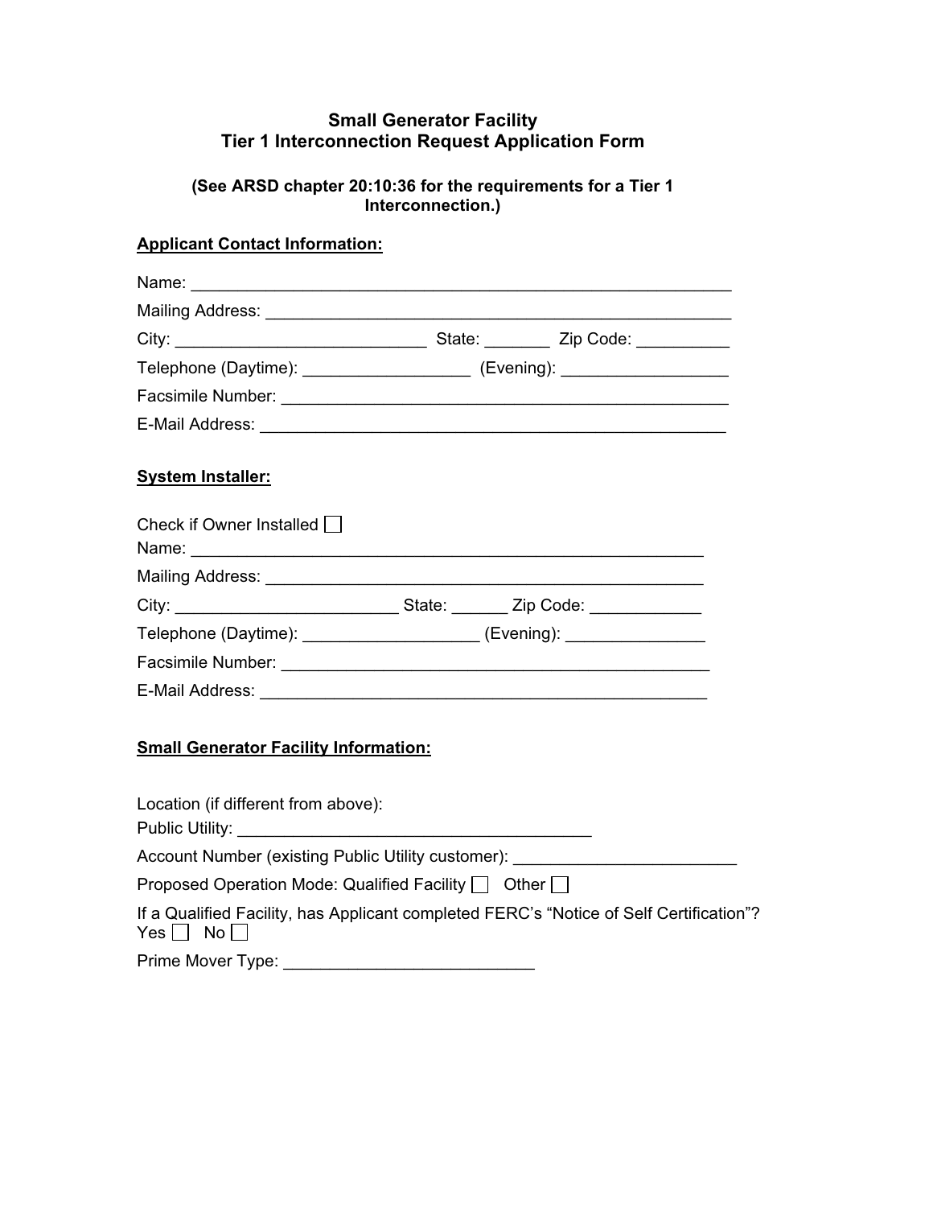# Small Generator Facility
# Tier 1 Interconnection Request Application Form

**(See ARSD chapter 20:10:36 for the requirements for a Tier 1 Interconnection.)**

**Applicant Contact Information:**

Name: ____________________________________________________________

Mailing Address: ____________________________________________________

City: ____________________________ State: _______ Zip Code: __________

Telephone (Daytime): __________________ (Evening): __________________

Facsimile Number: __________________________________________________

E-Mail Address: ____________________________________________________

**System Installer:**

Check if Owner Installed ☐

Name: __________________________________________________________

Mailing Address: _________________________________________________

City: ________________________ State: ______ Zip Code: ____________

Telephone (Daytime): ___________________ (Evening): _______________

Facsimile Number: ________________________________________________

E-Mail Address: __________________________________________________

**Small Generator Facility Information:**

Location (if different from above):

Public Utility: ________________________________________

Account Number (existing Public Utility customer): ________________________

Proposed Operation Mode: Qualified Facility ☐ Other ☐

If a Qualified Facility, has Applicant completed FERC's "Notice of Self Certification"? Yes ☐ No ☐

Prime Mover Type: ___________________________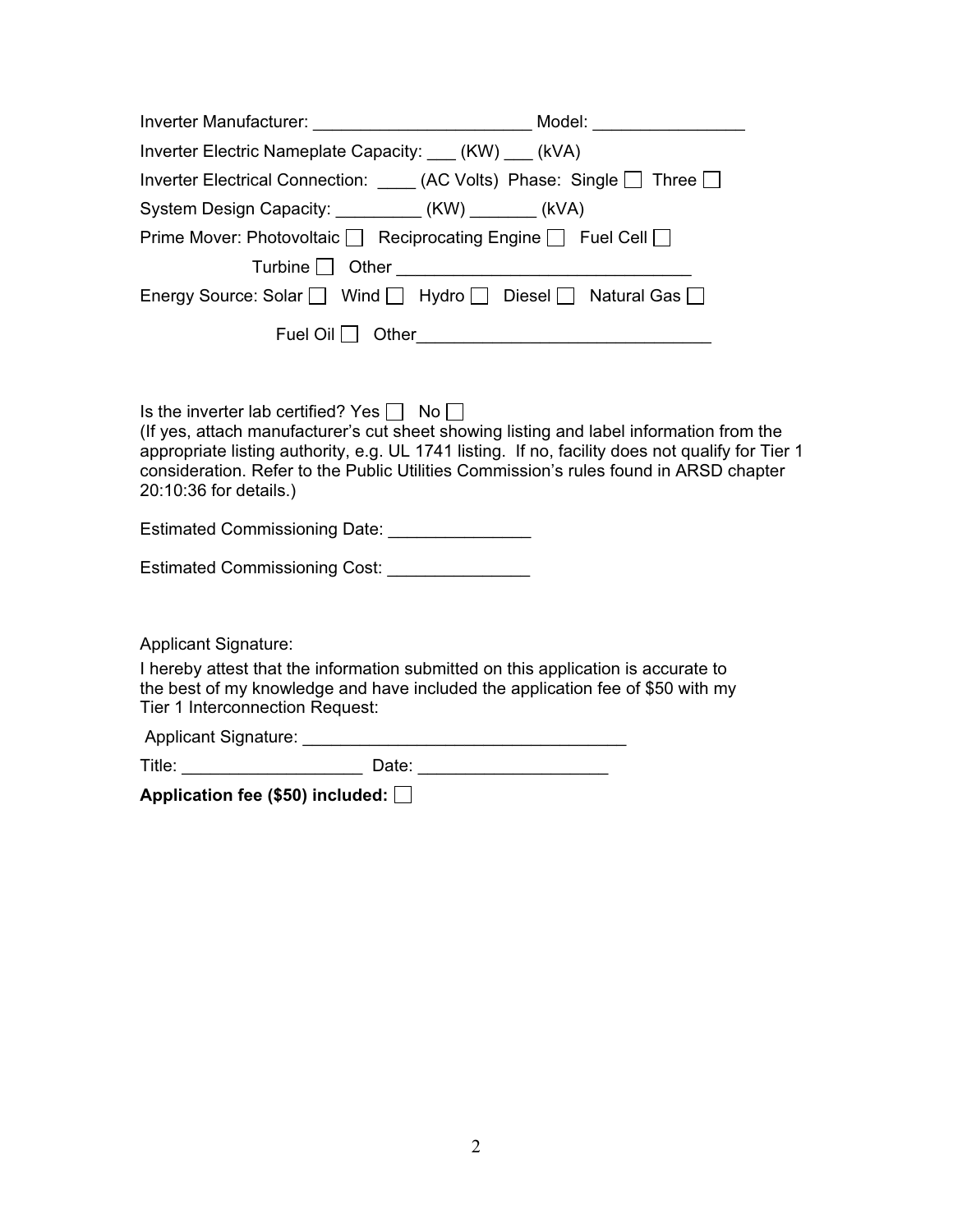Inverter Manufacturer: _______________________ Model: ________________

Inverter Electric Nameplate Capacity: ___ (KW) ___ (kVA)

Inverter Electrical Connection: ____ (AC Volts) Phase: Single ☐ Three ☐

System Design Capacity: _________ (KW) _______ (kVA)

Prime Mover: Photovoltaic ☐ Reciprocating Engine ☐ Fuel Cell ☐

Turbine ☐ Other ______________________________

Energy Source: Solar ☐ Wind ☐ Hydro ☐ Diesel ☐ Natural Gas ☐

Fuel Oil ☐ Other______________________________

Is the inverter lab certified? Yes ☐ No ☐
(If yes, attach manufacturer's cut sheet showing listing and label information from the appropriate listing authority, e.g. UL 1741 listing. If no, facility does not qualify for Tier 1 consideration. Refer to the Public Utilities Commission's rules found in ARSD chapter 20:10:36 for details.)

Estimated Commissioning Date: _______________

Estimated Commissioning Cost: _______________

Applicant Signature:

I hereby attest that the information submitted on this application is accurate to the best of my knowledge and have included the application fee of $50 with my Tier 1 Interconnection Request:

Applicant Signature: __________________________________

Title: ___________________ Date: ___________________

**Application fee ($50) included:** ☐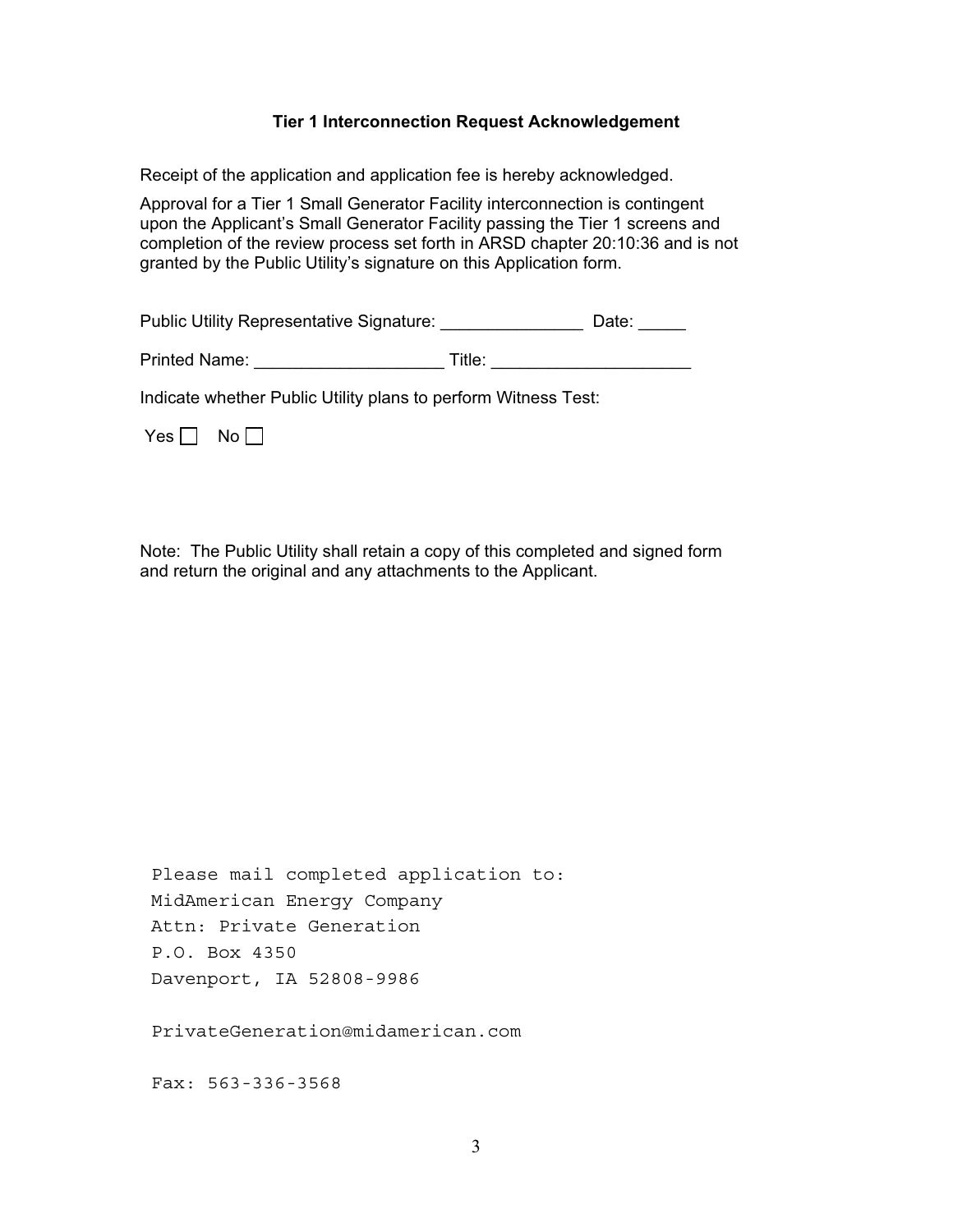### Tier 1 Interconnection Request Acknowledgement

Receipt of the application and application fee is hereby acknowledged.

Approval for a Tier 1 Small Generator Facility interconnection is contingent upon the Applicant's Small Generator Facility passing the Tier 1 screens and completion of the review process set forth in ARSD chapter 20:10:36 and is not granted by the Public Utility's signature on this Application form.

Public Utility Representative Signature: _______________ Date: _____

Printed Name: ____________________ Title: _____________________

Indicate whether Public Utility plans to perform Witness Test:

Yes ☐ No ☐

Note: The Public Utility shall retain a copy of this completed and signed form and return the original and any attachments to the Applicant.

Please mail completed application to:
MidAmerican Energy Company
Attn: Private Generation
P.O. Box 4350
Davenport, IA 52808-9986

PrivateGeneration@midamerican.com

Fax: 563-336-3568